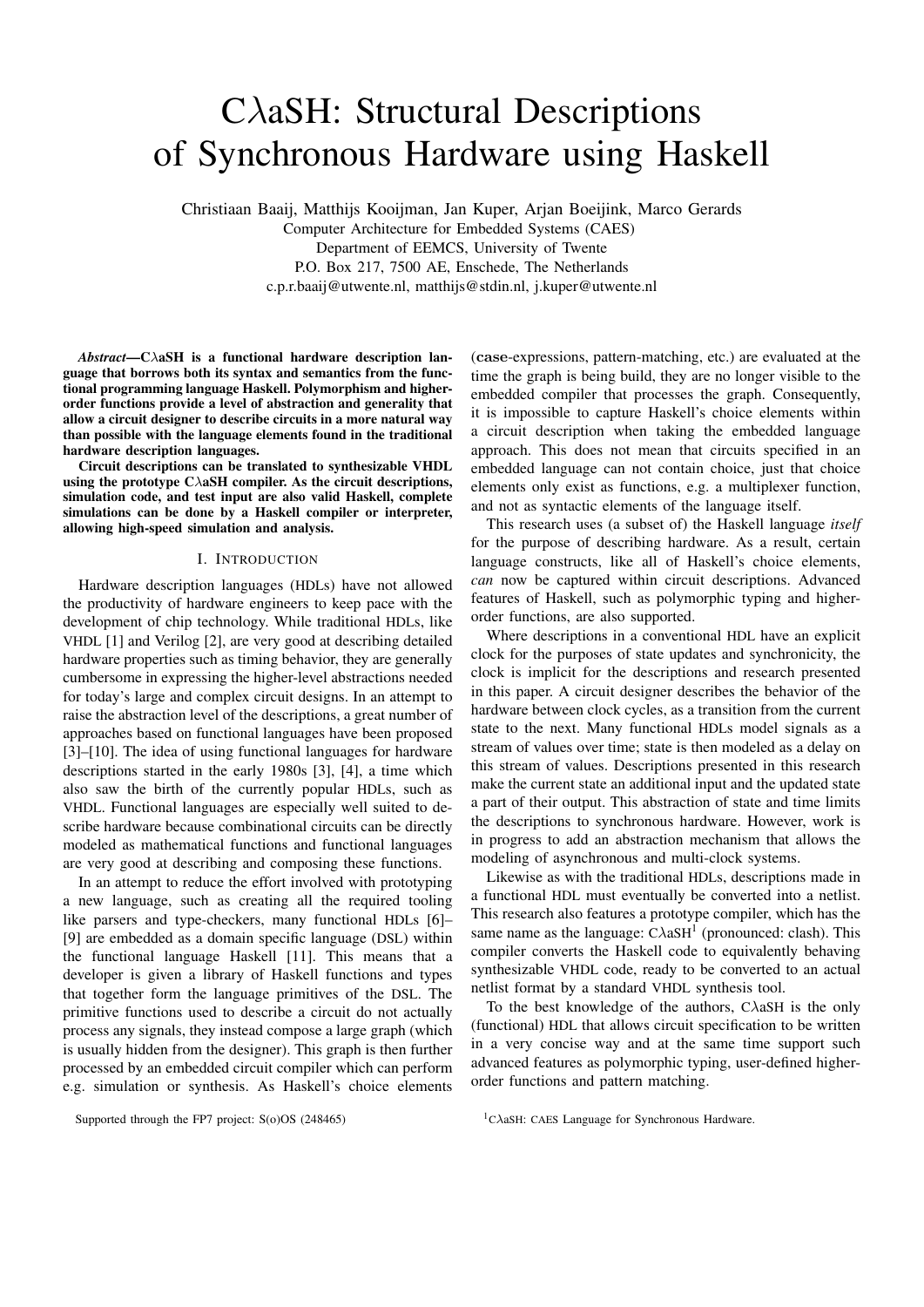# CλaSH: Structural Descriptions of Synchronous Hardware using Haskell

Christiaan Baaij, Matthijs Kooijman, Jan Kuper, Arjan Boeijink, Marco Gerards
Computer Architecture for Embedded Systems (CAES)
Department of EEMCS, University of Twente
P.O. Box 217, 7500 AE, Enschede, The Netherlands
c.p.r.baaij@utwente.nl, matthijs@stdin.nl, j.kuper@utwente.nl

***Abstract*—CλaSH is a functional hardware description language that borrows both its syntax and semantics from the functional programming language Haskell. Polymorphism and higher-order functions provide a level of abstraction and generality that allow a circuit designer to describe circuits in a more natural way than possible with the language elements found in the traditional hardware description languages.**

**Circuit descriptions can be translated to synthesizable VHDL using the prototype CλaSH compiler. As the circuit descriptions, simulation code, and test input are also valid Haskell, complete simulations can be done by a Haskell compiler or interpreter, allowing high-speed simulation and analysis.**

## I. Introduction

Hardware description languages (HDLs) have not allowed the productivity of hardware engineers to keep pace with the development of chip technology. While traditional HDLs, like VHDL [1] and Verilog [2], are very good at describing detailed hardware properties such as timing behavior, they are generally cumbersome in expressing the higher-level abstractions needed for today's large and complex circuit designs. In an attempt to raise the abstraction level of the descriptions, a great number of approaches based on functional languages have been proposed [3]–[10]. The idea of using functional languages for hardware descriptions started in the early 1980s [3], [4], a time which also saw the birth of the currently popular HDLs, such as VHDL. Functional languages are especially well suited to describe hardware because combinational circuits can be directly modeled as mathematical functions and functional languages are very good at describing and composing these functions.

In an attempt to reduce the effort involved with prototyping a new language, such as creating all the required tooling like parsers and type-checkers, many functional HDLs [6]–[9] are embedded as a domain specific language (DSL) within the functional language Haskell [11]. This means that a developer is given a library of Haskell functions and types that together form the language primitives of the DSL. The primitive functions used to describe a circuit do not actually process any signals, they instead compose a large graph (which is usually hidden from the designer). This graph is then further processed by an embedded circuit compiler which can perform e.g. simulation or synthesis. As Haskell's choice elements (**case**-expressions, pattern-matching, etc.) are evaluated at the time the graph is being build, they are no longer visible to the embedded compiler that processes the graph. Consequently, it is impossible to capture Haskell's choice elements within a circuit description when taking the embedded language approach. This does not mean that circuits specified in an embedded language can not contain choice, just that choice elements only exist as functions, e.g. a multiplexer function, and not as syntactic elements of the language itself.

This research uses (a subset of) the Haskell language *itself* for the purpose of describing hardware. As a result, certain language constructs, like all of Haskell's choice elements, *can* now be captured within circuit descriptions. Advanced features of Haskell, such as polymorphic typing and higher-order functions, are also supported.

Where descriptions in a conventional HDL have an explicit clock for the purposes of state updates and synchronicity, the clock is implicit for the descriptions and research presented in this paper. A circuit designer describes the behavior of the hardware between clock cycles, as a transition from the current state to the next. Many functional HDLs model signals as a stream of values over time; state is then modeled as a delay on this stream of values. Descriptions presented in this research make the current state an additional input and the updated state a part of their output. This abstraction of state and time limits the descriptions to synchronous hardware. However, work is in progress to add an abstraction mechanism that allows the modeling of asynchronous and multi-clock systems.

Likewise as with the traditional HDLs, descriptions made in a functional HDL must eventually be converted into a netlist. This research also features a prototype compiler, which has the same name as the language: CλaSH[1] (pronounced: clash). This compiler converts the Haskell code to equivalently behaving synthesizable VHDL code, ready to be converted to an actual netlist format by a standard VHDL synthesis tool.

To the best knowledge of the authors, CλaSH is the only (functional) HDL that allows circuit specification to be written in a very concise way and at the same time support such advanced features as polymorphic typing, user-defined higher-order functions and pattern matching.

Supported through the FP7 project: S(o)OS (248465)

[1] CλaSH: CAES Language for Synchronous Hardware.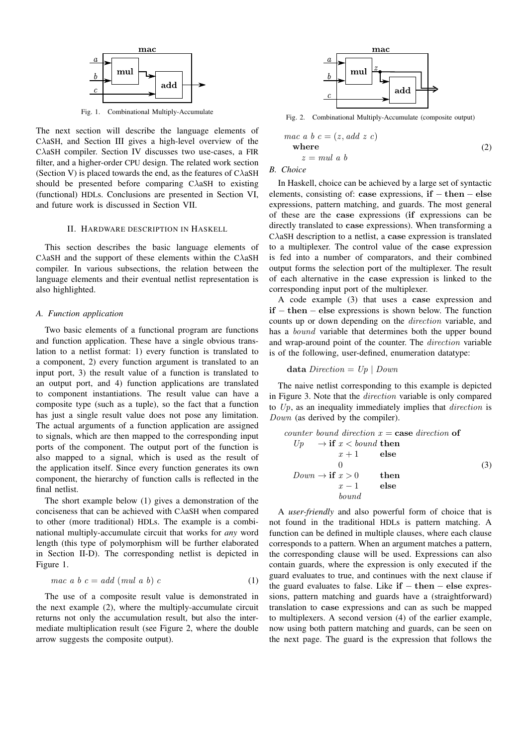Fig. 1. Combinational Multiply-Accumulate

The next section will describe the language elements of CλaSH, and Section III gives a high-level overview of the CλaSH compiler. Section IV discusses two use-cases, a FIR filter, and a higher-order CPU design. The related work section (Section V) is placed towards the end, as the features of CλaSH should be presented before comparing CλaSH to existing (functional) HDLs. Conclusions are presented in Section VI, and future work is discussed in Section VII.

## II. Hardware description in Haskell

This section describes the basic language elements of CλaSH and the support of these elements within the CλaSH compiler. In various subsections, the relation between the language elements and their eventual netlist representation is also highlighted.

### A. Function application

Two basic elements of a functional program are functions and function application. These have a single obvious translation to a netlist format: 1) every function is translated to a component, 2) every function argument is translated to an input port, 3) the result value of a function is translated to an output port, and 4) function applications are translated to component instantiations. The result value can have a composite type (such as a tuple), so the fact that a function has just a single result value does not pose any limitation. The actual arguments of a function application are assigned to signals, which are then mapped to the corresponding input ports of the component. The output port of the function is also mapped to a signal, which is used as the result of the application itself. Since every function generates its own component, the hierarchy of function calls is reflected in the final netlist.

The short example below (1) gives a demonstration of the conciseness that can be achieved with CλaSH when compared to other (more traditional) HDLs. The example is a combinational multiply-accumulate circuit that works for *any* word length (this type of polymorphism will be further elaborated in Section II-D). The corresponding netlist is depicted in Figure 1.

$$mac\ a\ b\ c = add\ (mul\ a\ b)\ c \tag{1}$$

The use of a composite result value is demonstrated in the next example (2), where the multiply-accumulate circuit returns not only the accumulation result, but also the intermediate multiplication result (see Figure 2, where the double arrow suggests the composite output).

Fig. 2. Combinational Multiply-Accumulate (composite output)

$$\begin{aligned} &mac\ a\ b\ c = (z, add\ z\ c) \\ &\quad \textbf{where} \\ &\qquad z = mul\ a\ b \end{aligned} \tag{2}$$

### B. Choice

In Haskell, choice can be achieved by a large set of syntactic elements, consisting of: **case** expressions, **if** − **then** − **else** expressions, pattern matching, and guards. The most general of these are the **case** expressions (**if** expressions can be directly translated to **case** expressions). When transforming a CλaSH description to a netlist, a **case** expression is translated to a multiplexer. The control value of the **case** expression is fed into a number of comparators, and their combined output forms the selection port of the multiplexer. The result of each alternative in the **case** expression is linked to the corresponding input port of the multiplexer.

A code example (3) that uses a **case** expression and **if** − **then** − **else** expressions is shown below. The function counts up or down depending on the *direction* variable, and has a *bound* variable that determines both the upper bound and wrap-around point of the counter. The *direction* variable is of the following, user-defined, enumeration datatype:

$$\textbf{data}\ Direction = Up \mid Down$$

The naive netlist corresponding to this example is depicted in Figure 3. Note that the *direction* variable is only compared to *Up*, as an inequality immediately implies that *direction* is *Down* (as derived by the compiler).

$$\begin{aligned} &counter\ bound\ direction\ x = \textbf{case}\ direction\ \textbf{of} \\ &\quad Up \quad \to \textbf{if}\ x < bound\ \textbf{then} \\ &\qquad\qquad x + 1 \qquad \textbf{else} \\ &\qquad\qquad 0 \\ &\quad Down \to \textbf{if}\ x > 0 \qquad \textbf{then} \\ &\qquad\qquad x - 1 \qquad \textbf{else} \\ &\qquad\qquad bound \end{aligned} \tag{3}$$

A *user-friendly* and also powerful form of choice that is not found in the traditional HDLs is pattern matching. A function can be defined in multiple clauses, where each clause corresponds to a pattern. When an argument matches a pattern, the corresponding clause will be used. Expressions can also contain guards, where the expression is only executed if the guard evaluates to true, and continues with the next clause if the guard evaluates to false. Like **if** − **then** − **else** expressions, pattern matching and guards have a (straightforward) translation to **case** expressions and can as such be mapped to multiplexers. A second version (4) of the earlier example, now using both pattern matching and guards, can be seen on the next page. The guard is the expression that follows the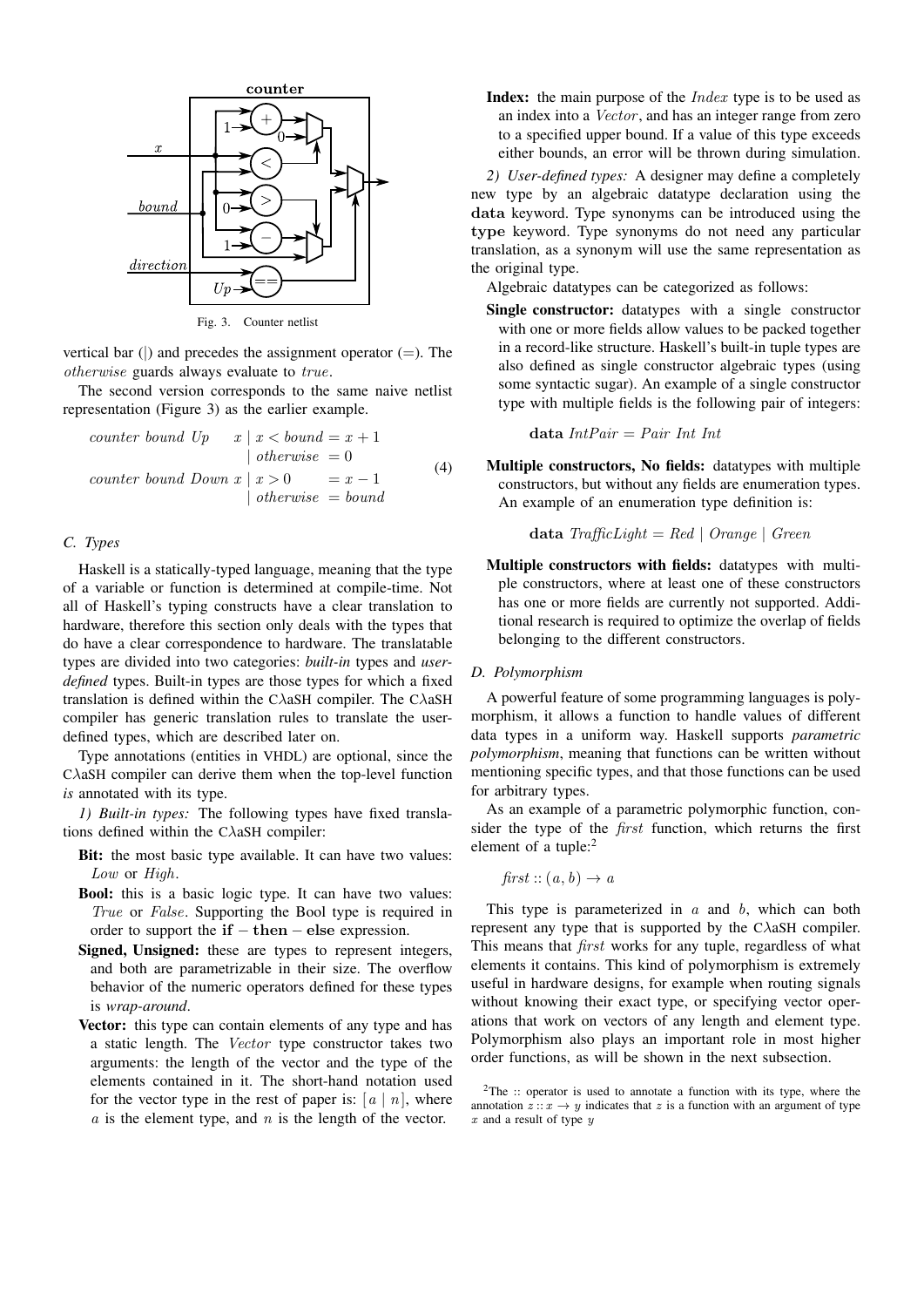Fig. 3. Counter netlist

vertical bar (|) and precedes the assignment operator (=). The *otherwise* guards always evaluate to *true*.

The second version corresponds to the same naive netlist representation (Figure 3) as the earlier example.

$$
\begin{aligned}
&\mathit{counter\ bound\ Up} \quad\ \ x \mid x < \mathit{bound} = x + 1 \\
&\qquad\qquad\qquad\qquad\ \ \mid \mathit{otherwise}\ = 0 \\
&\mathit{counter\ bound\ Down}\ x \mid x > 0 \quad\ \ = x - 1 \\
&\qquad\qquad\qquad\qquad\ \ \mid \mathit{otherwise}\ = \mathit{bound}
\end{aligned} \tag{4}
$$

### C. Types

Haskell is a statically-typed language, meaning that the type of a variable or function is determined at compile-time. Not all of Haskell's typing constructs have a clear translation to hardware, therefore this section only deals with the types that do have a clear correspondence to hardware. The translatable types are divided into two categories: *built-in* types and *user-defined* types. Built-in types are those types for which a fixed translation is defined within the CλaSH compiler. The CλaSH compiler has generic translation rules to translate the user-defined types, which are described later on.

Type annotations (entities in VHDL) are optional, since the CλaSH compiler can derive them when the top-level function *is* annotated with its type.

*1) Built-in types:* The following types have fixed translations defined within the CλaSH compiler:

- **Bit:** the most basic type available. It can have two values: *Low* or *High*.
- **Bool:** this is a basic logic type. It can have two values: *True* or *False*. Supporting the Bool type is required in order to support the **if** − **then** − **else** expression.
- **Signed, Unsigned:** these are types to represent integers, and both are parametrizable in their size. The overflow behavior of the numeric operators defined for these types is *wrap-around*.
- **Vector:** this type can contain elements of any type and has a static length. The *Vector* type constructor takes two arguments: the length of the vector and the type of the elements contained in it. The short-hand notation used for the vector type in the rest of paper is: $[a \mid n]$, where $a$ is the element type, and $n$ is the length of the vector.
- **Index:** the main purpose of the *Index* type is to be used as an index into a *Vector*, and has an integer range from zero to a specified upper bound. If a value of this type exceeds either bounds, an error will be thrown during simulation.

*2) User-defined types:* A designer may define a completely new type by an algebraic datatype declaration using the **data** keyword. Type synonyms can be introduced using the **type** keyword. Type synonyms do not need any particular translation, as a synonym will use the same representation as the original type.

Algebraic datatypes can be categorized as follows:

- **Single constructor:** datatypes with a single constructor with one or more fields allow values to be packed together in a record-like structure. Haskell's built-in tuple types are also defined as single constructor algebraic types (using some syntactic sugar). An example of a single constructor type with multiple fields is the following pair of integers:

  $$\mathbf{data}\ \mathit{IntPair} = \mathit{Pair\ Int\ Int}$$

- **Multiple constructors, No fields:** datatypes with multiple constructors, but without any fields are enumeration types. An example of an enumeration type definition is:

  $$\mathbf{data}\ \mathit{TrafficLight} = \mathit{Red} \mid \mathit{Orange} \mid \mathit{Green}$$

- **Multiple constructors with fields:** datatypes with multiple constructors, where at least one of these constructors has one or more fields are currently not supported. Additional research is required to optimize the overlap of fields belonging to the different constructors.

### D. Polymorphism

A powerful feature of some programming languages is polymorphism, it allows a function to handle values of different data types in a uniform way. Haskell supports *parametric polymorphism*, meaning that functions can be written without mentioning specific types, and that those functions can be used for arbitrary types.

As an example of a parametric polymorphic function, consider the type of the *first* function, which returns the first element of a tuple:[2]

$$\mathit{first} :: (a, b) \rightarrow a$$

This type is parameterized in $a$ and $b$, which can both represent any type that is supported by the CλaSH compiler. This means that *first* works for any tuple, regardless of what elements it contains. This kind of polymorphism is extremely useful in hardware designs, for example when routing signals without knowing their exact type, or specifying vector operations that work on vectors of any length and element type. Polymorphism also plays an important role in most higher order functions, as will be shown in the next subsection.

[2]The :: operator is used to annotate a function with its type, where the annotation $z :: x \rightarrow y$ indicates that $z$ is a function with an argument of type $x$ and a result of type $y$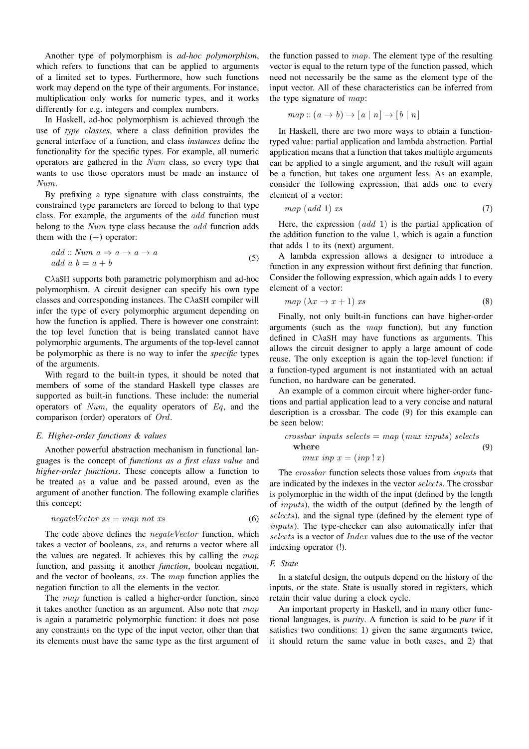Another type of polymorphism is *ad-hoc polymorphism*, which refers to functions that can be applied to arguments of a limited set to types. Furthermore, how such functions work may depend on the type of their arguments. For instance, multiplication only works for numeric types, and it works differently for e.g. integers and complex numbers.

In Haskell, ad-hoc polymorphism is achieved through the use of *type classes*, where a class definition provides the general interface of a function, and class *instances* define the functionality for the specific types. For example, all numeric operators are gathered in the $Num$ class, so every type that wants to use those operators must be made an instance of $Num$.

By prefixing a type signature with class constraints, the constrained type parameters are forced to belong to that type class. For example, the arguments of the $add$ function must belong to the $Num$ type class because the $add$ function adds them with the $(+)$ operator:

$$\begin{aligned} &add :: Num\ a \Rightarrow a \rightarrow a \rightarrow a \\ &add\ a\ b = a + b \end{aligned} \tag{5}$$

C$\lambda$aSH supports both parametric polymorphism and ad-hoc polymorphism. A circuit designer can specify his own type classes and corresponding instances. The C$\lambda$aSH compiler will infer the type of every polymorphic argument depending on how the function is applied. There is however one constraint: the top level function that is being translated cannot have polymorphic arguments. The arguments of the top-level cannot be polymorphic as there is no way to infer the *specific* types of the arguments.

With regard to the built-in types, it should be noted that members of some of the standard Haskell type classes are supported as built-in functions. These include: the numerial operators of $Num$, the equality operators of $Eq$, and the comparison (order) operators of $Ord$.

### *E. Higher-order functions & values*

Another powerful abstraction mechanism in functional languages is the concept of *functions as a first class value* and *higher-order functions*. These concepts allow a function to be treated as a value and be passed around, even as the argument of another function. The following example clarifies this concept:

$$negateVector\ xs = map\ not\ xs \tag{6}$$

The code above defines the $negateVector$ function, which takes a vector of booleans, $xs$, and returns a vector where all the values are negated. It achieves this by calling the $map$ function, and passing it another *function*, boolean negation, and the vector of booleans, $xs$. The $map$ function applies the negation function to all the elements in the vector.

The $map$ function is called a higher-order function, since it takes another function as an argument. Also note that $map$ is again a parametric polymorphic function: it does not pose any constraints on the type of the input vector, other than that its elements must have the same type as the first argument of the function passed to $map$. The element type of the resulting vector is equal to the return type of the function passed, which need not necessarily be the same as the element type of the input vector. All of these characteristics can be inferred from the type signature of $map$:

$$map :: (a \rightarrow b) \rightarrow [\,a \mid n\,] \rightarrow [\,b \mid n\,]$$

In Haskell, there are two more ways to obtain a function-typed value: partial application and lambda abstraction. Partial application means that a function that takes multiple arguments can be applied to a single argument, and the result will again be a function, but takes one argument less. As an example, consider the following expression, that adds one to every element of a vector:

$$map\ (add\ 1)\ xs \tag{7}$$

Here, the expression $(add\ 1)$ is the partial application of the addition function to the value 1, which is again a function that adds 1 to its (next) argument.

A lambda expression allows a designer to introduce a function in any expression without first defining that function. Consider the following expression, which again adds 1 to every element of a vector:

$$map\ (\lambda x \rightarrow x + 1)\ xs \tag{8}$$

Finally, not only built-in functions can have higher-order arguments (such as the $map$ function), but any function defined in C$\lambda$aSH may have functions as arguments. This allows the circuit designer to apply a large amount of code reuse. The only exception is again the top-level function: if a function-typed argument is not instantiated with an actual function, no hardware can be generated.

An example of a common circuit where higher-order functions and partial application lead to a very concise and natural description is a crossbar. The code (9) for this example can be seen below:

$$\begin{aligned} &crossbar\ inputs\ selects = map\ (mux\ inputs)\ selects \\ &\quad \mathbf{where} \\ &\qquad mux\ inp\ x = (inp\ !\ x) \end{aligned} \tag{9}$$

The $crossbar$ function selects those values from $inputs$ that are indicated by the indexes in the vector $selects$. The crossbar is polymorphic in the width of the input (defined by the length of $inputs$), the width of the output (defined by the length of $selects$), and the signal type (defined by the element type of $inputs$). The type-checker can also automatically infer that $selects$ is a vector of $Index$ values due to the use of the vector indexing operator (!).

### *F. State*

In a stateful design, the outputs depend on the history of the inputs, or the state. State is usually stored in registers, which retain their value during a clock cycle.

An important property in Haskell, and in many other functional languages, is *purity*. A function is said to be *pure* if it satisfies two conditions: 1) given the same arguments twice, it should return the same value in both cases, and 2) that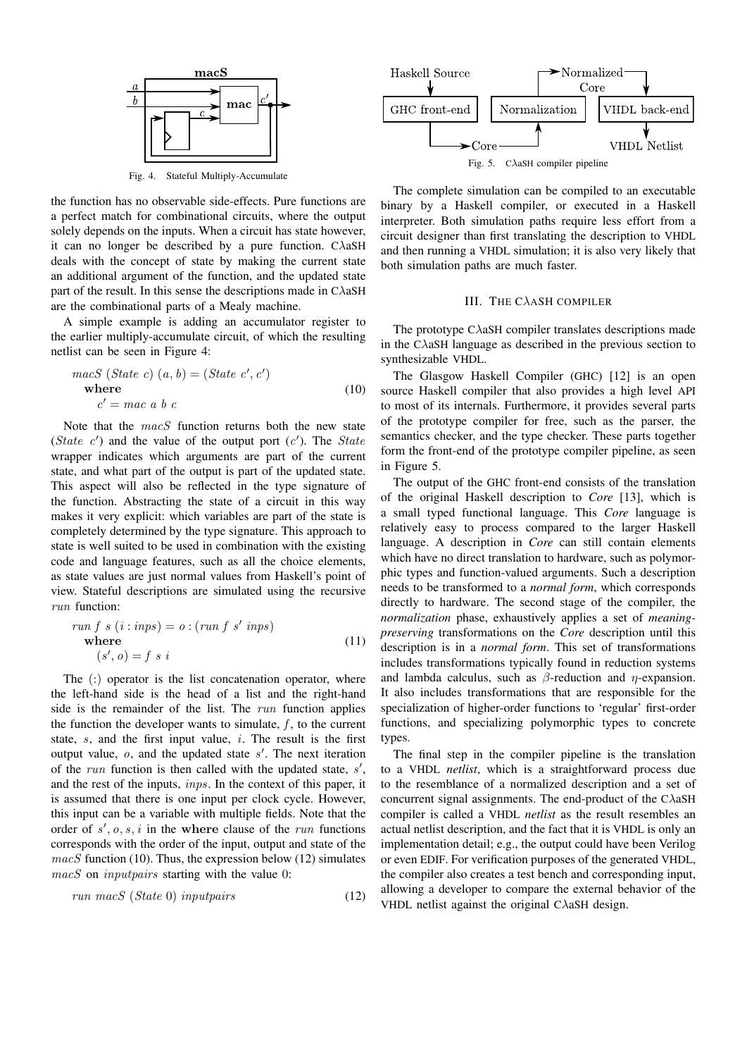Fig. 4. Stateful Multiply-Accumulate

the function has no observable side-effects. Pure functions are a perfect match for combinational circuits, where the output solely depends on the inputs. When a circuit has state however, it can no longer be described by a pure function. CλaSH deals with the concept of state by making the current state an additional argument of the function, and the updated state part of the result. In this sense the descriptions made in CλaSH are the combinational parts of a Mealy machine.

A simple example is adding an accumulator register to the earlier multiply-accumulate circuit, of which the resulting netlist can be seen in Figure 4:

$$
\begin{aligned}
&macS\ (State\ c)\ (a, b) = (State\ c', c') \\
&\quad \textbf{where} \\
&\qquad c' = mac\ a\ b\ c
\end{aligned}
\tag{10}
$$

Note that the $macS$ function returns both the new state ($State\ c'$) and the value of the output port ($c'$). The $State$ wrapper indicates which arguments are part of the current state, and what part of the output is part of the updated state. This aspect will also be reflected in the type signature of the function. Abstracting the state of a circuit in this way makes it very explicit: which variables are part of the state is completely determined by the type signature. This approach to state is well suited to be used in combination with the existing code and language features, such as all the choice elements, as state values are just normal values from Haskell's point of view. Stateful descriptions are simulated using the recursive $run$ function:

$$
\begin{aligned}
&run\ f\ s\ (i : inps) = o : (run\ f\ s'\ inps) \\
&\quad \textbf{where} \\
&\qquad (s', o) = f\ s\ i
\end{aligned}
\tag{11}
$$

The (:) operator is the list concatenation operator, where the left-hand side is the head of a list and the right-hand side is the remainder of the list. The $run$ function applies the function the developer wants to simulate, $f$, to the current state, $s$, and the first input value, $i$. The result is the first output value, $o$, and the updated state $s'$. The next iteration of the $run$ function is then called with the updated state, $s'$, and the rest of the inputs, $inps$. In the context of this paper, it is assumed that there is one input per clock cycle. However, this input can be a variable with multiple fields. Note that the order of $s', o, s, i$ in the **where** clause of the $run$ functions corresponds with the order of the input, output and state of the $macS$ function (10). Thus, the expression below (12) simulates $macS$ on $inputpairs$ starting with the value 0:

$$
run\ macS\ (State\ 0)\ inputpairs \tag{12}
$$

Fig. 5. CλaSH compiler pipeline

The complete simulation can be compiled to an executable binary by a Haskell compiler, or executed in a Haskell interpreter. Both simulation paths require less effort from a circuit designer than first translating the description to VHDL and then running a VHDL simulation; it is also very likely that both simulation paths are much faster.

## III. The CλaSH compiler

The prototype CλaSH compiler translates descriptions made in the CλaSH language as described in the previous section to synthesizable VHDL.

The Glasgow Haskell Compiler (GHC) [12] is an open source Haskell compiler that also provides a high level API to most of its internals. Furthermore, it provides several parts of the prototype compiler for free, such as the parser, the semantics checker, and the type checker. These parts together form the front-end of the prototype compiler pipeline, as seen in Figure 5.

The output of the GHC front-end consists of the translation of the original Haskell description to *Core* [13], which is a small typed functional language. This *Core* language is relatively easy to process compared to the larger Haskell language. A description in *Core* can still contain elements which have no direct translation to hardware, such as polymorphic types and function-valued arguments. Such a description needs to be transformed to a *normal form*, which corresponds directly to hardware. The second stage of the compiler, the *normalization* phase, exhaustively applies a set of *meaning-preserving* transformations on the *Core* description until this description is in a *normal form*. This set of transformations includes transformations typically found in reduction systems and lambda calculus, such as $\beta$-reduction and $\eta$-expansion. It also includes transformations that are responsible for the specialization of higher-order functions to 'regular' first-order functions, and specializing polymorphic types to concrete types.

The final step in the compiler pipeline is the translation to a VHDL *netlist*, which is a straightforward process due to the resemblance of a normalized description and a set of concurrent signal assignments. The end-product of the CλaSH compiler is called a VHDL *netlist* as the result resembles an actual netlist description, and the fact that it is VHDL is only an implementation detail; e.g., the output could have been Verilog or even EDIF. For verification purposes of the generated VHDL, the compiler also creates a test bench and corresponding input, allowing a developer to compare the external behavior of the VHDL netlist against the original CλaSH design.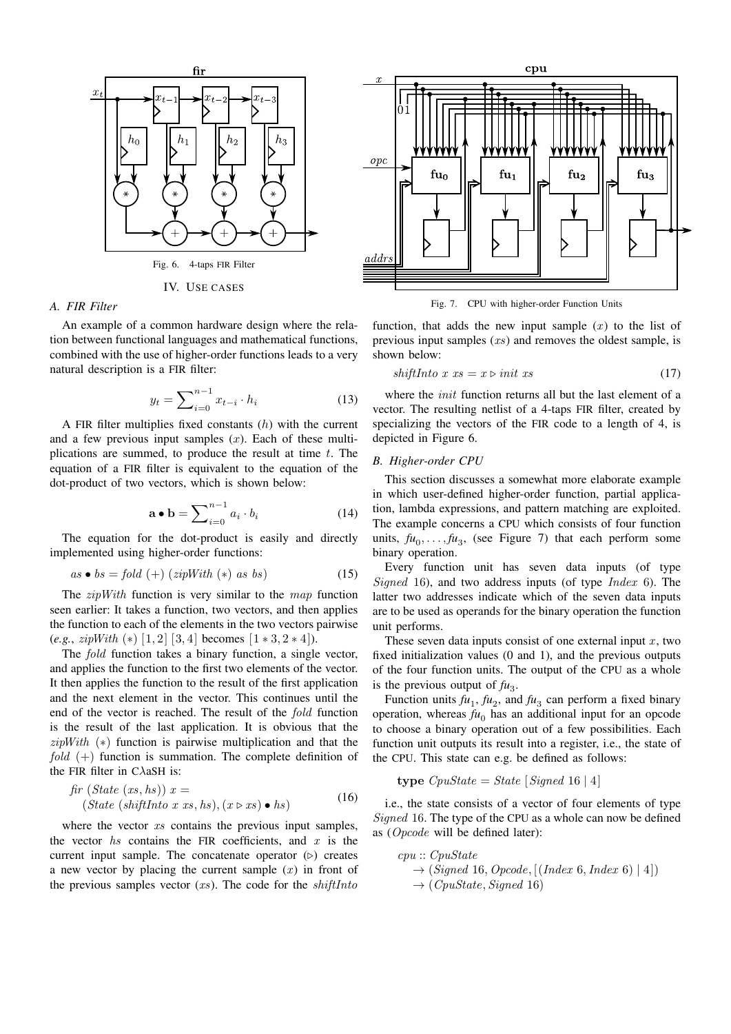Fig. 6. 4-taps FIR Filter

## IV. Use cases

### A. FIR Filter

An example of a common hardware design where the relation between functional languages and mathematical functions, combined with the use of higher-order functions leads to a very natural description is a FIR filter:

$$y_t = \sum_{i=0}^{n-1} x_{t-i} \cdot h_i \tag{13}$$

A FIR filter multiplies fixed constants ($h$) with the current and a few previous input samples ($x$). Each of these multiplications are summed, to produce the result at time $t$. The equation of a FIR filter is equivalent to the equation of the dot-product of two vectors, which is shown below:

$$\mathbf{a} \bullet \mathbf{b} = \sum_{i=0}^{n-1} a_i \cdot b_i \tag{14}$$

The equation for the dot-product is easily and directly implemented using higher-order functions:

$$as \bullet bs = \mathit{fold}\ (+)\ (\mathit{zipWith}\ (*)\ as\ bs) \tag{15}$$

The $\mathit{zipWith}$ function is very similar to the $\mathit{map}$ function seen earlier: It takes a function, two vectors, and then applies the function to each of the elements in the two vectors pairwise (*e.g.*, $\mathit{zipWith}\ (*)\ [1,2]\ [3,4]$ becomes $[1*3, 2*4]$).

The $\mathit{fold}$ function takes a binary function, a single vector, and applies the function to the first two elements of the vector. It then applies the function to the result of the first application and the next element in the vector. This continues until the end of the vector is reached. The result of the $\mathit{fold}$ function is the result of the last application. It is obvious that the $\mathit{zipWith}\ (*)$ function is pairwise multiplication and that the $\mathit{fold}\ (+)$ function is summation. The complete definition of the FIR filter in CλaSH is:

$$\begin{aligned} &\mathit{fir}\ (\mathit{State}\ (xs, hs))\ x = \\ &\quad (\mathit{State}\ (\mathit{shiftInto}\ x\ xs, hs), (x \triangleright xs) \bullet hs) \end{aligned} \tag{16}$$

where the vector $xs$ contains the previous input samples, the vector $hs$ contains the FIR coefficients, and $x$ is the current input sample. The concatenate operator ($\triangleright$) creates a new vector by placing the current sample ($x$) in front of the previous samples vector ($xs$). The code for the $\mathit{shiftInto}$ function, that adds the new input sample ($x$) to the list of previous input samples ($xs$) and removes the oldest sample, is shown below:

$$\mathit{shiftInto}\ x\ xs = x \triangleright \mathit{init}\ xs \tag{17}$$

where the $\mathit{init}$ function returns all but the last element of a vector. The resulting netlist of a 4-taps FIR filter, created by specializing the vectors of the FIR code to a length of 4, is depicted in Figure 6.

Fig. 7. CPU with higher-order Function Units

### B. Higher-order CPU

This section discusses a somewhat more elaborate example in which user-defined higher-order function, partial application, lambda expressions, and pattern matching are exploited. The example concerns a CPU which consists of four function units, $\mathit{fu}_0, \ldots, \mathit{fu}_3$, (see Figure 7) that each perform some binary operation.

Every function unit has seven data inputs (of type $\mathit{Signed}$ 16), and two address inputs (of type $\mathit{Index}$ 6). The latter two addresses indicate which of the seven data inputs are to be used as operands for the binary operation the function unit performs.

These seven data inputs consist of one external input $x$, two fixed initialization values (0 and 1), and the previous outputs of the four function units. The output of the CPU as a whole is the previous output of $\mathit{fu}_3$.

Function units $\mathit{fu}_1$, $\mathit{fu}_2$, and $\mathit{fu}_3$ can perform a fixed binary operation, whereas $\mathit{fu}_0$ has an additional input for an opcode to choose a binary operation out of a few possibilities. Each function unit outputs its result into a register, i.e., the state of the CPU. This state can e.g. be defined as follows:

$$\mathbf{type}\ \mathit{CpuState} = \mathit{State}\ [\mathit{Signed}\ 16 \mid 4]$$

i.e., the state consists of a vector of four elements of type $\mathit{Signed}$ 16. The type of the CPU as a whole can now be defined as ($\mathit{Opcode}$ will be defined later):

$$\begin{aligned} &\mathit{cpu} :: \mathit{CpuState} \\ &\quad \rightarrow (\mathit{Signed}\ 16, \mathit{Opcode}, [(\mathit{Index}\ 6, \mathit{Index}\ 6) \mid 4]) \\ &\quad \rightarrow (\mathit{CpuState}, \mathit{Signed}\ 16) \end{aligned}$$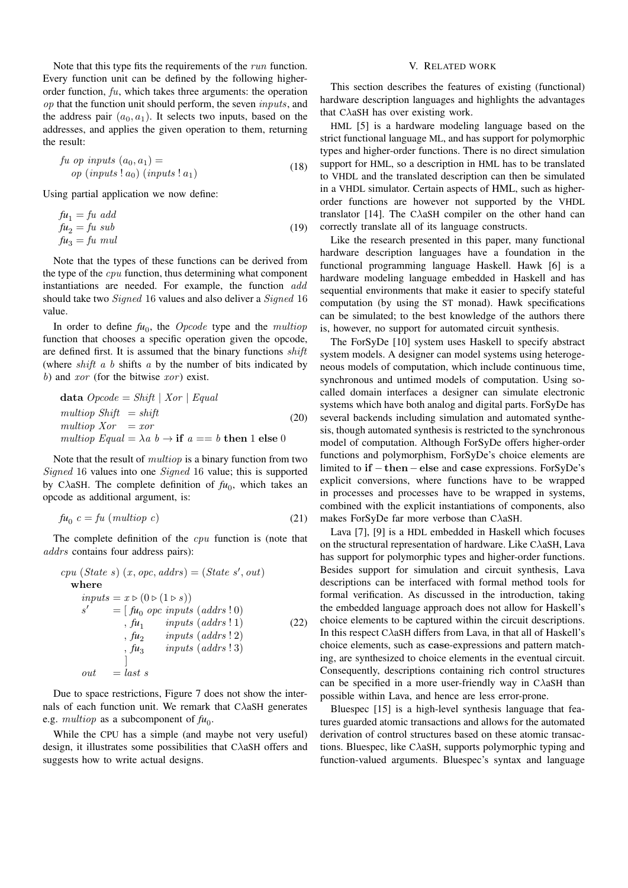Note that this type fits the requirements of the *run* function. Every function unit can be defined by the following higher-order function, *fu*, which takes three arguments: the operation *op* that the function unit should perform, the seven *inputs*, and the address pair $(a_0, a_1)$. It selects two inputs, based on the addresses, and applies the given operation to them, returning the result:

$$
\begin{aligned}
& fu\ op\ inputs\ (a_0, a_1) = \\
& \quad op\ (inputs\ !\ a_0)\ (inputs\ !\ a_1)
\end{aligned} \tag{18}
$$

Using partial application we now define:

$$
\begin{aligned}
& fu_1 = fu\ add \\
& fu_2 = fu\ sub \\
& fu_3 = fu\ mul
\end{aligned} \tag{19}
$$

Note that the types of these functions can be derived from the type of the *cpu* function, thus determining what component instantiations are needed. For example, the function *add* should take two *Signed* 16 values and also deliver a *Signed* 16 value.

In order to define $fu_0$, the *Opcode* type and the *multiop* function that chooses a specific operation given the opcode, are defined first. It is assumed that the binary functions *shift* (where *shift a b* shifts *a* by the number of bits indicated by *b*) and *xor* (for the bitwise *xor*) exist.

$$
\begin{aligned}
& \textbf{data}\ Opcode = Shift\ |\ Xor\ |\ Equal \\
& multiop\ Shift\ \ = shift \\
& multiop\ Xor\ \ \ = xor \\
& multiop\ Equal = \lambda a\ b \rightarrow \textbf{if}\ a == b\ \textbf{then}\ 1\ \textbf{else}\ 0
\end{aligned} \tag{20}
$$

Note that the result of *multiop* is a binary function from two *Signed* 16 values into one *Signed* 16 value; this is supported by CλaSH. The complete definition of $fu_0$, which takes an opcode as additional argument, is:

$$
fu_0\ c = fu\ (multiop\ c) \tag{21}
$$

The complete definition of the *cpu* function is (note that *addrs* contains four address pairs):

$$
\begin{aligned}
& cpu\ (State\ s)\ (x, opc, addrs) = (State\ s', out) \\
& \quad \textbf{where} \\
& \quad\quad inputs = x \triangleright (0 \triangleright (1 \triangleright s)) \\
& \quad\quad s' \quad\ \ = [\ fu_0\ opc\ inputs\ (addrs\ !\ 0) \\
& \quad\quad\quad\quad\ \ ,\ fu_1\ \quad inputs\ (addrs\ !\ 1) \\
& \quad\quad\quad\quad\ \ ,\ fu_2\ \quad inputs\ (addrs\ !\ 2) \\
& \quad\quad\quad\quad\ \ ,\ fu_3\ \quad inputs\ (addrs\ !\ 3) \\
& \quad\quad\quad\quad\ \ ] \\
& \quad\quad out \quad = last\ s
\end{aligned} \tag{22}
$$

Due to space restrictions, Figure 7 does not show the internals of each function unit. We remark that CλaSH generates e.g. *multiop* as a subcomponent of $fu_0$.

While the CPU has a simple (and maybe not very useful) design, it illustrates some possibilities that CλaSH offers and suggests how to write actual designs.

## V. Related work

This section describes the features of existing (functional) hardware description languages and highlights the advantages that CλaSH has over existing work.

HML [5] is a hardware modeling language based on the strict functional language ML, and has support for polymorphic types and higher-order functions. There is no direct simulation support for HML, so a description in HML has to be translated to VHDL and the translated description can then be simulated in a VHDL simulator. Certain aspects of HML, such as higher-order functions are however not supported by the VHDL translator [14]. The CλaSH compiler on the other hand can correctly translate all of its language constructs.

Like the research presented in this paper, many functional hardware description languages have a foundation in the functional programming language Haskell. Hawk [6] is a hardware modeling language embedded in Haskell and has sequential environments that make it easier to specify stateful computation (by using the ST monad). Hawk specifications can be simulated; to the best knowledge of the authors there is, however, no support for automated circuit synthesis.

The ForSyDe [10] system uses Haskell to specify abstract system models. A designer can model systems using heterogeneous models of computation, which include continuous time, synchronous and untimed models of computation. Using so-called domain interfaces a designer can simulate electronic systems which have both analog and digital parts. ForSyDe has several backends including simulation and automated synthesis, though automated synthesis is restricted to the synchronous model of computation. Although ForSyDe offers higher-order functions and polymorphism, ForSyDe's choice elements are limited to **if − then − else** and **case** expressions. ForSyDe's explicit conversions, where functions have to be wrapped in processes and processes have to be wrapped in systems, combined with the explicit instantiations of components, also makes ForSyDe far more verbose than CλaSH.

Lava [7], [9] is a HDL embedded in Haskell which focuses on the structural representation of hardware. Like CλaSH, Lava has support for polymorphic types and higher-order functions. Besides support for simulation and circuit synthesis, Lava descriptions can be interfaced with formal method tools for formal verification. As discussed in the introduction, taking the embedded language approach does not allow for Haskell's choice elements to be captured within the circuit descriptions. In this respect CλaSH differs from Lava, in that all of Haskell's choice elements, such as **case**-expressions and pattern matching, are synthesized to choice elements in the eventual circuit. Consequently, descriptions containing rich control structures can be specified in a more user-friendly way in CλaSH than possible within Lava, and hence are less error-prone.

Bluespec [15] is a high-level synthesis language that features guarded atomic transactions and allows for the automated derivation of control structures based on these atomic transactions. Bluespec, like CλaSH, supports polymorphic typing and function-valued arguments. Bluespec's syntax and language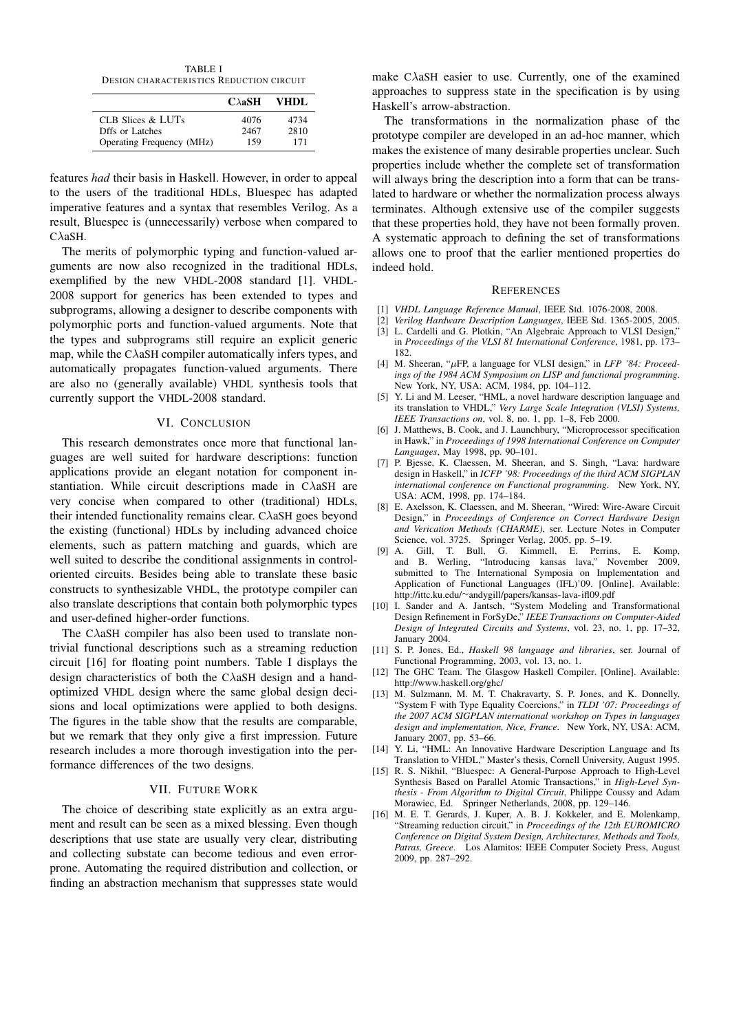TABLE I
DESIGN CHARACTERISTICS REDUCTION CIRCUIT

| | C$\lambda$aSH | VHDL |
|---|---|---|
| CLB Slices & LUTs | 4076 | 4734 |
| Dffs or Latches | 2467 | 2810 |
| Operating Frequency (MHz) | 159 | 171 |

features *had* their basis in Haskell. However, in order to appeal to the users of the traditional HDLs, Bluespec has adapted imperative features and a syntax that resembles Verilog. As a result, Bluespec is (unnecessarily) verbose when compared to C$\lambda$aSH.

The merits of polymorphic typing and function-valued arguments are now also recognized in the traditional HDLs, exemplified by the new VHDL-2008 standard [1]. VHDL-2008 support for generics has been extended to types and subprograms, allowing a designer to describe components with polymorphic ports and function-valued arguments. Note that the types and subprograms still require an explicit generic map, while the C$\lambda$aSH compiler automatically infers types, and automatically propagates function-valued arguments. There are also no (generally available) VHDL synthesis tools that currently support the VHDL-2008 standard.

## VI. CONCLUSION

This research demonstrates once more that functional languages are well suited for hardware descriptions: function applications provide an elegant notation for component instantiation. While circuit descriptions made in C$\lambda$aSH are very concise when compared to other (traditional) HDLs, their intended functionality remains clear. C$\lambda$aSH goes beyond the existing (functional) HDLs by including advanced choice elements, such as pattern matching and guards, which are well suited to describe the conditional assignments in control-oriented circuits. Besides being able to translate these basic constructs to synthesizable VHDL, the prototype compiler can also translate descriptions that contain both polymorphic types and user-defined higher-order functions.

The C$\lambda$aSH compiler has also been used to translate non-trivial functional descriptions such as a streaming reduction circuit [16] for floating point numbers. Table I displays the design characteristics of both the C$\lambda$aSH design and a hand-optimized VHDL design where the same global design decisions and local optimizations were applied to both designs. The figures in the table show that the results are comparable, but we remark that they only give a first impression. Future research includes a more thorough investigation into the performance differences of the two designs.

## VII. FUTURE WORK

The choice of describing state explicitly as an extra argument and result can be seen as a mixed blessing. Even though descriptions that use state are usually very clear, distributing and collecting substate can become tedious and even error-prone. Automating the required distribution and collection, or finding an abstraction mechanism that suppresses state would make C$\lambda$aSH easier to use. Currently, one of the examined approaches to suppress state in the specification is by using Haskell's arrow-abstraction.

The transformations in the normalization phase of the prototype compiler are developed in an ad-hoc manner, which makes the existence of many desirable properties unclear. Such properties include whether the complete set of transformation will always bring the description into a form that can be translated to hardware or whether the normalization process always terminates. Although extensive use of the compiler suggests that these properties hold, they have not been formally proven. A systematic approach to defining the set of transformations allows one to proof that the earlier mentioned properties do indeed hold.

## REFERENCES

[1] *VHDL Language Reference Manual*, IEEE Std. 1076-2008, 2008.

[2] *Verilog Hardware Description Languages*, IEEE Std. 1365-2005, 2005.

[3] L. Cardelli and G. Plotkin, "An Algebraic Approach to VLSI Design," in *Proceedings of the VLSI 81 International Conference*, 1981, pp. 173–182.

[4] M. Sheeran, "$\mu$FP, a language for VLSI design," in *LFP '84: Proceedings of the 1984 ACM Symposium on LISP and functional programming*. New York, NY, USA: ACM, 1984, pp. 104–112.

[5] Y. Li and M. Leeser, "HML, a novel hardware description language and its translation to VHDL," *Very Large Scale Integration (VLSI) Systems, IEEE Transactions on*, vol. 8, no. 1, pp. 1–8, Feb 2000.

[6] J. Matthews, B. Cook, and J. Launchbury, "Microprocessor specification in Hawk," in *Proceedings of 1998 International Conference on Computer Languages*, May 1998, pp. 90–101.

[7] P. Bjesse, K. Claessen, M. Sheeran, and S. Singh, "Lava: hardware design in Haskell," in *ICFP '98: Proceedings of the third ACM SIGPLAN international conference on Functional programming*. New York, NY, USA: ACM, 1998, pp. 174–184.

[8] E. Axelsson, K. Claessen, and M. Sheeran, "Wired: Wire-Aware Circuit Design," in *Proceedings of Conference on Correct Hardware Design and Verication Methods (CHARME)*, ser. Lecture Notes in Computer Science, vol. 3725. Springer Verlag, 2005, pp. 5–19.

[9] A. Gill, T. Bull, G. Kimmell, E. Perrins, E. Komp, and B. Werling, "Introducing kansas lava," November 2009, submitted to The International Symposia on Implementation and Application of Functional Languages (IFL)'09. [Online]. Available: http://ittc.ku.edu/~andygill/papers/kansas-lava-ifl09.pdf

[10] I. Sander and A. Jantsch, "System Modeling and Transformational Design Refinement in ForSyDe," *IEEE Transactions on Computer-Aided Design of Integrated Circuits and Systems*, vol. 23, no. 1, pp. 17–32, January 2004.

[11] S. P. Jones, Ed., *Haskell 98 language and libraries*, ser. Journal of Functional Programming, 2003, vol. 13, no. 1.

[12] The GHC Team. The Glasgow Haskell Compiler. [Online]. Available: http://www.haskell.org/ghc/

[13] M. Sulzmann, M. M. T. Chakravarty, S. P. Jones, and K. Donnelly, "System F with Type Equality Coercions," in *TLDI '07: Proceedings of the 2007 ACM SIGPLAN international workshop on Types in languages design and implementation, Nice, France*. New York, NY, USA: ACM, January 2007, pp. 53–66.

[14] Y. Li, "HML: An Innovative Hardware Description Language and Its Translation to VHDL," Master's thesis, Cornell University, August 1995.

[15] R. S. Nikhil, "Bluespec: A General-Purpose Approach to High-Level Synthesis Based on Parallel Atomic Transactions," in *High-Level Synthesis - From Algorithm to Digital Circuit*, Philippe Coussy and Adam Morawiec, Ed. Springer Netherlands, 2008, pp. 129–146.

[16] M. E. T. Gerards, J. Kuper, A. B. J. Kokkeler, and E. Molenkamp, "Streaming reduction circuit," in *Proceedings of the 12th EUROMICRO Conference on Digital System Design, Architectures, Methods and Tools, Patras, Greece*. Los Alamitos: IEEE Computer Society Press, August 2009, pp. 287–292.